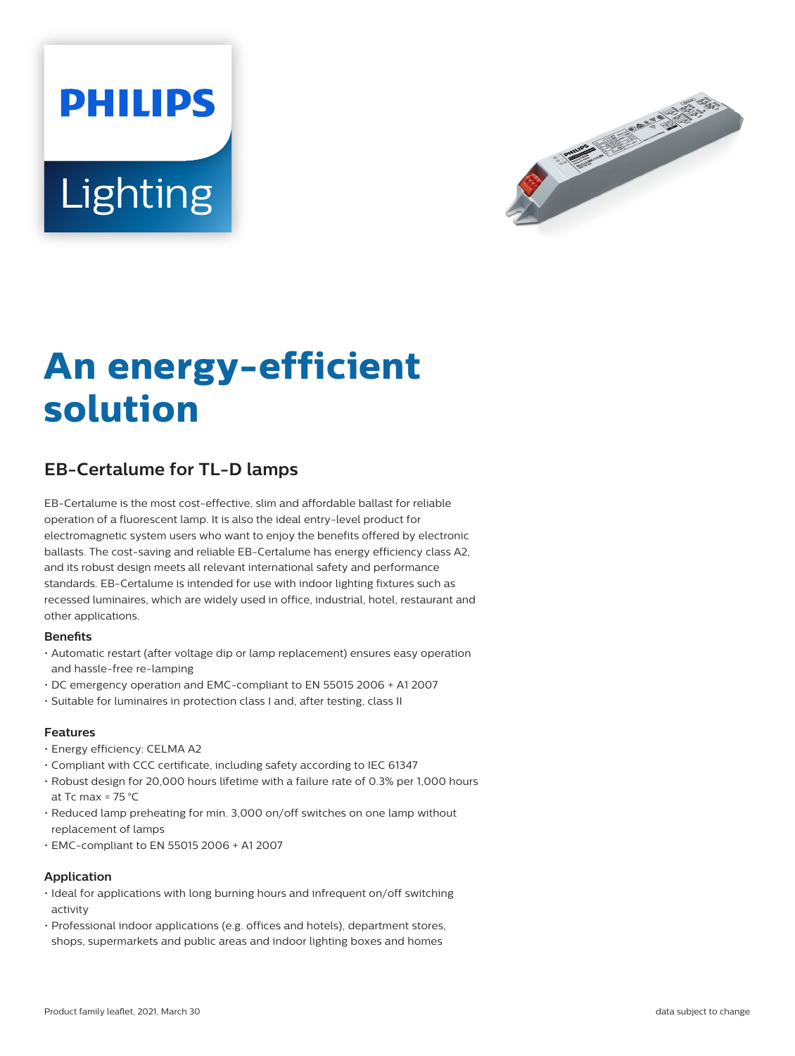# An energy-efficient solution

## EB-Certalume for TL-D lamps

EB-Certalume is the most cost-effective, slim and affordable ballast for reliable operation of a fluorescent lamp. It is also the ideal entry-level product for electromagnetic system users who want to enjoy the benefits offered by electronic ballasts. The cost-saving and reliable EB-Certalume has energy efficiency class A2, and its robust design meets all relevant international safety and performance standards. EB-Certalume is intended for use with indoor lighting fixtures such as recessed luminaires, which are widely used in office, industrial, hotel, restaurant and other applications.

### Benefits

- Automatic restart (after voltage dip or lamp replacement) ensures easy operation and hassle-free re-lamping
- DC emergency operation and EMC-compliant to EN 55015 2006 + A1 2007
- Suitable for luminaires in protection class I and, after testing, class II

### Features

- Energy efficiency: CELMA A2
- Compliant with CCC certificate, including safety according to IEC 61347
- Robust design for 20,000 hours lifetime with a failure rate of 0.3% per 1,000 hours at Tc max = 75 °C
- Reduced lamp preheating for min. 3,000 on/off switches on one lamp without replacement of lamps
- EMC-compliant to EN 55015 2006 + A1 2007

### Application

- Ideal for applications with long burning hours and infrequent on/off switching activity
- Professional indoor applications (e.g. offices and hotels), department stores, shops, supermarkets and public areas and indoor lighting boxes and homes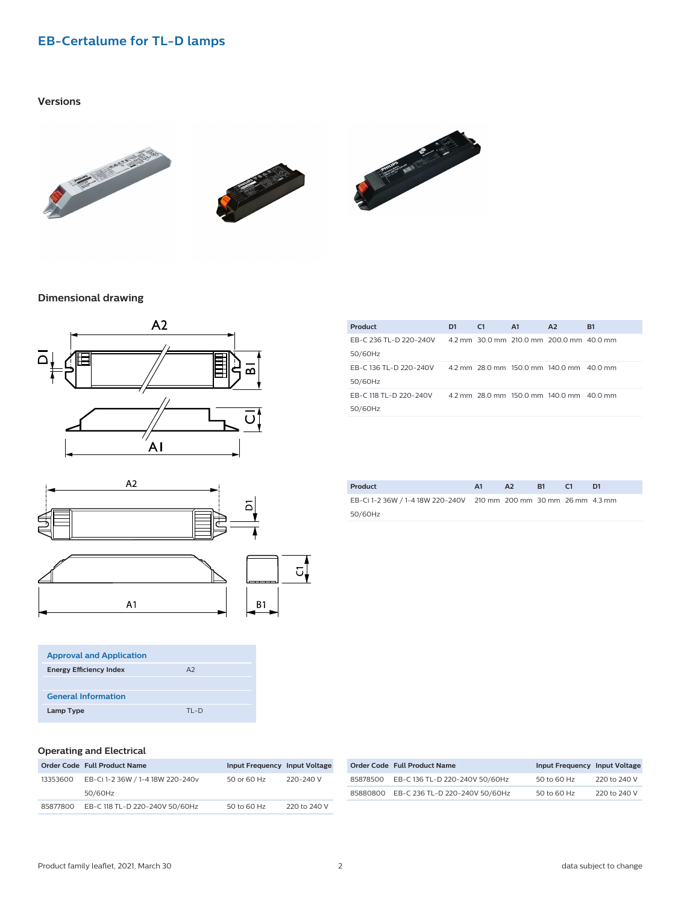## EB-Certalume for TL-D lamps

### Versions

### Dimensional drawing

| Product | D1 | C1 | A1 | A2 | B1 |
|---|---|---|---|---|---|
| EB-C 236 TL-D 220-240V 50/60Hz | 4.2 mm | 30.0 mm | 210.0 mm | 200.0 mm | 40.0 mm |
| EB-C 136 TL-D 220-240V 50/60Hz | 4.2 mm | 28.0 mm | 150.0 mm | 140.0 mm | 40.0 mm |
| EB-C 118 TL-D 220-240V 50/60Hz | 4.2 mm | 28.0 mm | 150.0 mm | 140.0 mm | 40.0 mm |

| Product | A1 | A2 | B1 | C1 | D1 |
|---|---|---|---|---|---|
| EB-Ci 1-2 36W / 1-4 18W 220-240V 50/60Hz | 210 mm | 200 mm | 30 mm | 26 mm | 4.3 mm |

| Approval and Application | |
|---|---|
| **Energy Efficiency Index** | A2 |

| General Information | |
|---|---|
| **Lamp Type** | TL-D |

### Operating and Electrical

| Order Code | Full Product Name | Input Frequency | Input Voltage |
|---|---|---|---|
| 13353600 | EB-Ci 1-2 36W / 1-4 18W 220-240v 50/60Hz | 50 or 60 Hz | 220-240 V |
| 85877800 | EB-C 118 TL-D 220-240V 50/60Hz | 50 to 60 Hz | 220 to 240 V |
| 85878500 | EB-C 136 TL-D 220-240V 50/60Hz | 50 to 60 Hz | 220 to 240 V |
| 85880800 | EB-C 236 TL-D 220-240V 50/60Hz | 50 to 60 Hz | 220 to 240 V |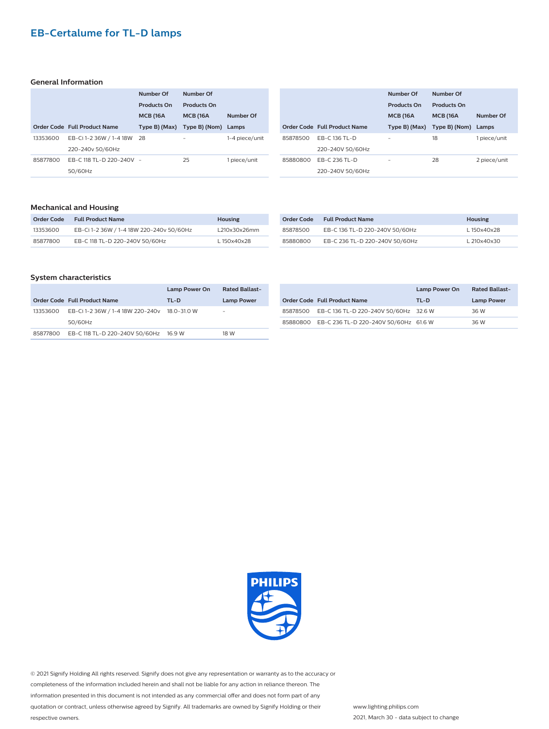# EB-Certalume for TL-D lamps

## General Information

| Order Code | Full Product Name | Number Of Products On MCB (16A Type B) (Max) | Number Of Products On MCB (16A Type B) (Nom) | Number Of Lamps |
|---|---|---|---|---|
| 13353600 | EB-Ci 1-2 36W / 1-4 18W 220-240v 50/60Hz | 28 | - | 1-4 piece/unit |
| 85877800 | EB-C 118 TL-D 220-240V 50/60Hz | - | 25 | 1 piece/unit |
| 85878500 | EB-C 136 TL-D 220-240V 50/60Hz | - | 18 | 1 piece/unit |
| 85880800 | EB-C 236 TL-D 220-240V 50/60Hz | - | 28 | 2 piece/unit |

## Mechanical and Housing

| Order Code | Full Product Name | Housing |
|---|---|---|
| 13353600 | EB-Ci 1-2 36W / 1-4 18W 220-240v 50/60Hz | L210x30x26mm |
| 85877800 | EB-C 118 TL-D 220-240V 50/60Hz | L 150x40x28 |
| 85878500 | EB-C 136 TL-D 220-240V 50/60Hz | L 150x40x28 |
| 85880800 | EB-C 236 TL-D 220-240V 50/60Hz | L 210x40x30 |

## System characteristics

| Order Code | Full Product Name | Lamp Power On TL-D | Rated Ballast-Lamp Power |
|---|---|---|---|
| 13353600 | EB-Ci 1-2 36W / 1-4 18W 220-240v 50/60Hz | 18.0-31.0 W | - |
| 85877800 | EB-C 118 TL-D 220-240V 50/60Hz | 16.9 W | 18 W |
| 85878500 | EB-C 136 TL-D 220-240V 50/60Hz | 32.6 W | 36 W |
| 85880800 | EB-C 236 TL-D 220-240V 50/60Hz | 61.6 W | 36 W |

PHILIPS

© 2021 Signify Holding All rights reserved. Signify does not give any representation or warranty as to the accuracy or completeness of the information included herein and shall not be liable for any action in reliance thereon. The information presented in this document is not intended as any commercial offer and does not form part of any quotation or contract, unless otherwise agreed by Signify. All trademarks are owned by Signify Holding or their respective owners.

www.lighting.philips.com

2021, March 30 - data subject to change